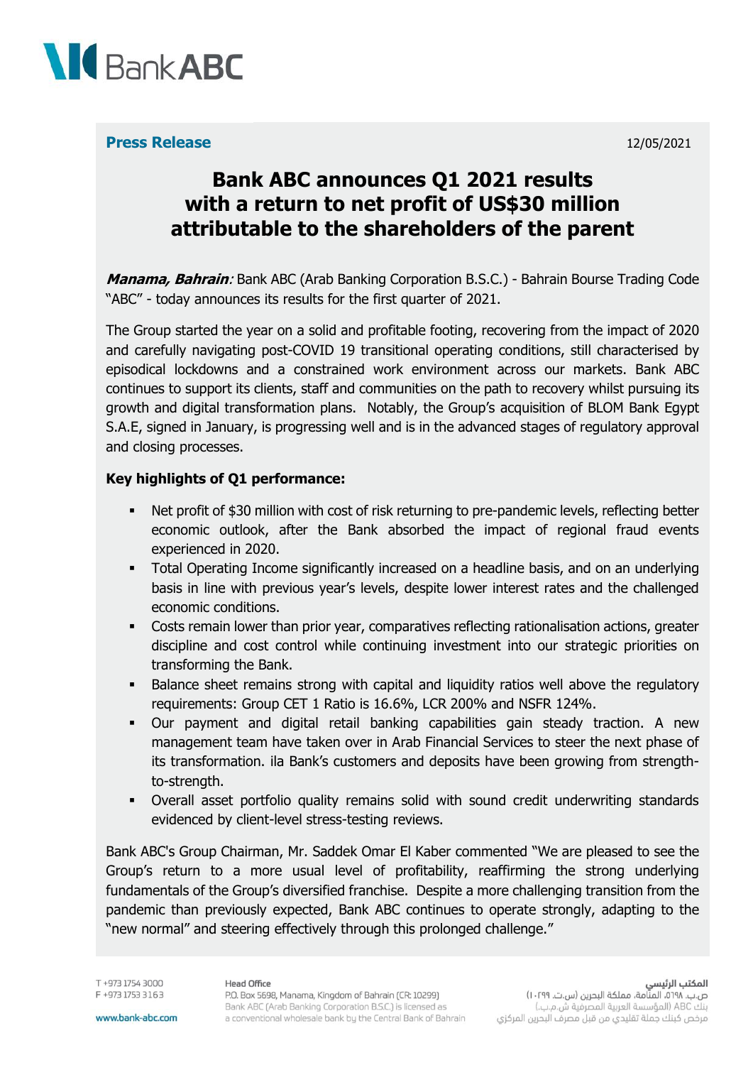**Press Release**

12/05/2021

# Bank ABC announces Q1 2021 results with a return to net profit of US$30 million attributable to the shareholders of the parent

***Manama, Bahrain**:* Bank ABC (Arab Banking Corporation B.S.C.) - Bahrain Bourse Trading Code "ABC" - today announces its results for the first quarter of 2021.

The Group started the year on a solid and profitable footing, recovering from the impact of 2020 and carefully navigating post-COVID 19 transitional operating conditions, still characterised by episodical lockdowns and a constrained work environment across our markets. Bank ABC continues to support its clients, staff and communities on the path to recovery whilst pursuing its growth and digital transformation plans. Notably, the Group's acquisition of BLOM Bank Egypt S.A.E, signed in January, is progressing well and is in the advanced stages of regulatory approval and closing processes.

**Key highlights of Q1 performance:**

- Net profit of $30 million with cost of risk returning to pre-pandemic levels, reflecting better economic outlook, after the Bank absorbed the impact of regional fraud events experienced in 2020.
- Total Operating Income significantly increased on a headline basis, and on an underlying basis in line with previous year's levels, despite lower interest rates and the challenged economic conditions.
- Costs remain lower than prior year, comparatives reflecting rationalisation actions, greater discipline and cost control while continuing investment into our strategic priorities on transforming the Bank.
- Balance sheet remains strong with capital and liquidity ratios well above the regulatory requirements: Group CET 1 Ratio is 16.6%, LCR 200% and NSFR 124%.
- Our payment and digital retail banking capabilities gain steady traction. A new management team have taken over in Arab Financial Services to steer the next phase of its transformation. ila Bank's customers and deposits have been growing from strength-to-strength.
- Overall asset portfolio quality remains solid with sound credit underwriting standards evidenced by client-level stress-testing reviews.

Bank ABC's Group Chairman, Mr. Saddek Omar El Kaber commented "We are pleased to see the Group's return to a more usual level of profitability, reaffirming the strong underlying fundamentals of the Group's diversified franchise. Despite a more challenging transition from the pandemic than previously expected, Bank ABC continues to operate strongly, adapting to the "new normal" and steering effectively through this prolonged challenge."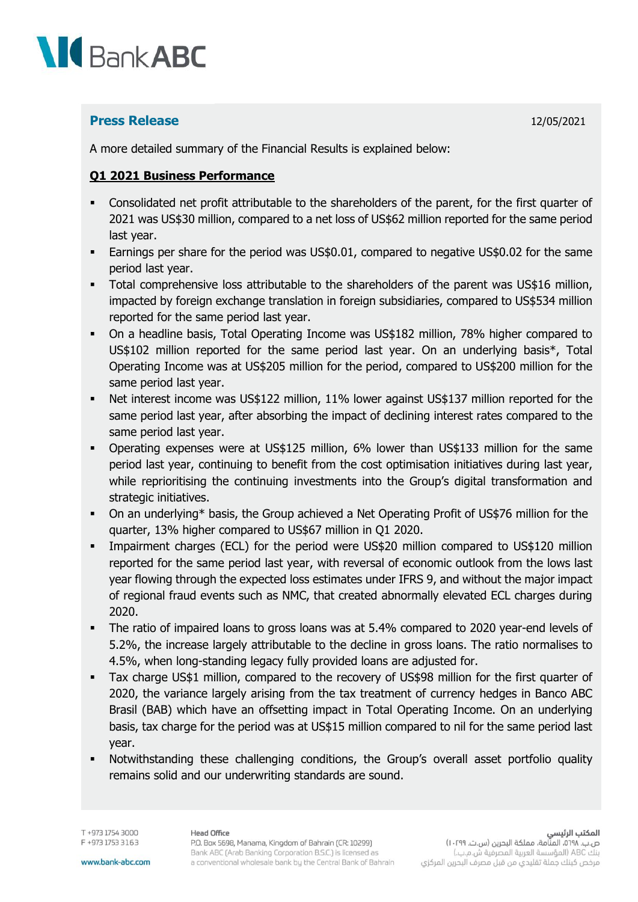## Press Release

12/05/2021

A more detailed summary of the Financial Results is explained below:

### Q1 2021 Business Performance

- Consolidated net profit attributable to the shareholders of the parent, for the first quarter of 2021 was US$30 million, compared to a net loss of US$62 million reported for the same period last year.
- Earnings per share for the period was US$0.01, compared to negative US$0.02 for the same period last year.
- Total comprehensive loss attributable to the shareholders of the parent was US$16 million, impacted by foreign exchange translation in foreign subsidiaries, compared to US$534 million reported for the same period last year.
- On a headline basis, Total Operating Income was US$182 million, 78% higher compared to US$102 million reported for the same period last year. On an underlying basis*, Total Operating Income was at US$205 million for the period, compared to US$200 million for the same period last year.
- Net interest income was US$122 million, 11% lower against US$137 million reported for the same period last year, after absorbing the impact of declining interest rates compared to the same period last year.
- Operating expenses were at US$125 million, 6% lower than US$133 million for the same period last year, continuing to benefit from the cost optimisation initiatives during last year, while reprioritising the continuing investments into the Group's digital transformation and strategic initiatives.
- On an underlying* basis, the Group achieved a Net Operating Profit of US$76 million for the quarter, 13% higher compared to US$67 million in Q1 2020.
- Impairment charges (ECL) for the period were US$20 million compared to US$120 million reported for the same period last year, with reversal of economic outlook from the lows last year flowing through the expected loss estimates under IFRS 9, and without the major impact of regional fraud events such as NMC, that created abnormally elevated ECL charges during 2020.
- The ratio of impaired loans to gross loans was at 5.4% compared to 2020 year-end levels of 5.2%, the increase largely attributable to the decline in gross loans. The ratio normalises to 4.5%, when long-standing legacy fully provided loans are adjusted for.
- Tax charge US$1 million, compared to the recovery of US$98 million for the first quarter of 2020, the variance largely arising from the tax treatment of currency hedges in Banco ABC Brasil (BAB) which have an offsetting impact in Total Operating Income. On an underlying basis, tax charge for the period was at US$15 million compared to nil for the same period last year.
- Notwithstanding these challenging conditions, the Group's overall asset portfolio quality remains solid and our underwriting standards are sound.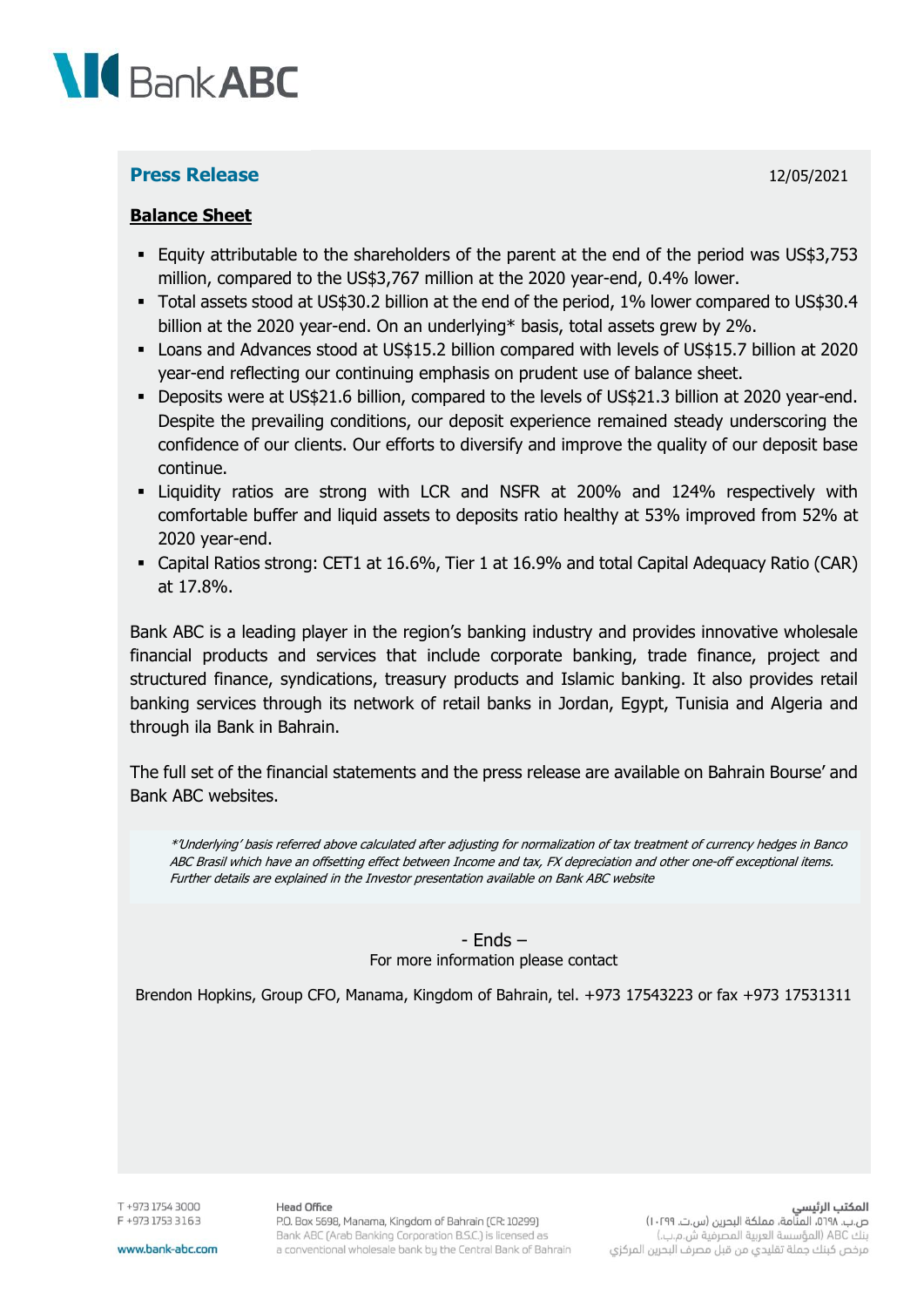**Press Release** 12/05/2021

**Balance Sheet**

- Equity attributable to the shareholders of the parent at the end of the period was US$3,753 million, compared to the US$3,767 million at the 2020 year-end, 0.4% lower.
- Total assets stood at US$30.2 billion at the end of the period, 1% lower compared to US$30.4 billion at the 2020 year-end. On an underlying* basis, total assets grew by 2%.
- Loans and Advances stood at US$15.2 billion compared with levels of US$15.7 billion at 2020 year-end reflecting our continuing emphasis on prudent use of balance sheet.
- Deposits were at US$21.6 billion, compared to the levels of US$21.3 billion at 2020 year-end. Despite the prevailing conditions, our deposit experience remained steady underscoring the confidence of our clients. Our efforts to diversify and improve the quality of our deposit base continue.
- Liquidity ratios are strong with LCR and NSFR at 200% and 124% respectively with comfortable buffer and liquid assets to deposits ratio healthy at 53% improved from 52% at 2020 year-end.
- Capital Ratios strong: CET1 at 16.6%, Tier 1 at 16.9% and total Capital Adequacy Ratio (CAR) at 17.8%.

Bank ABC is a leading player in the region's banking industry and provides innovative wholesale financial products and services that include corporate banking, trade finance, project and structured finance, syndications, treasury products and Islamic banking. It also provides retail banking services through its network of retail banks in Jordan, Egypt, Tunisia and Algeria and through ila Bank in Bahrain.

The full set of the financial statements and the press release are available on Bahrain Bourse' and Bank ABC websites.

*\*'Underlying' basis referred above calculated after adjusting for normalization of tax treatment of currency hedges in Banco ABC Brasil which have an offsetting effect between Income and tax, FX depreciation and other one-off exceptional items. Further details are explained in the Investor presentation available on Bank ABC website*

\- Ends –

For more information please contact

Brendon Hopkins, Group CFO, Manama, Kingdom of Bahrain, tel. +973 17543223 or fax +973 17531311